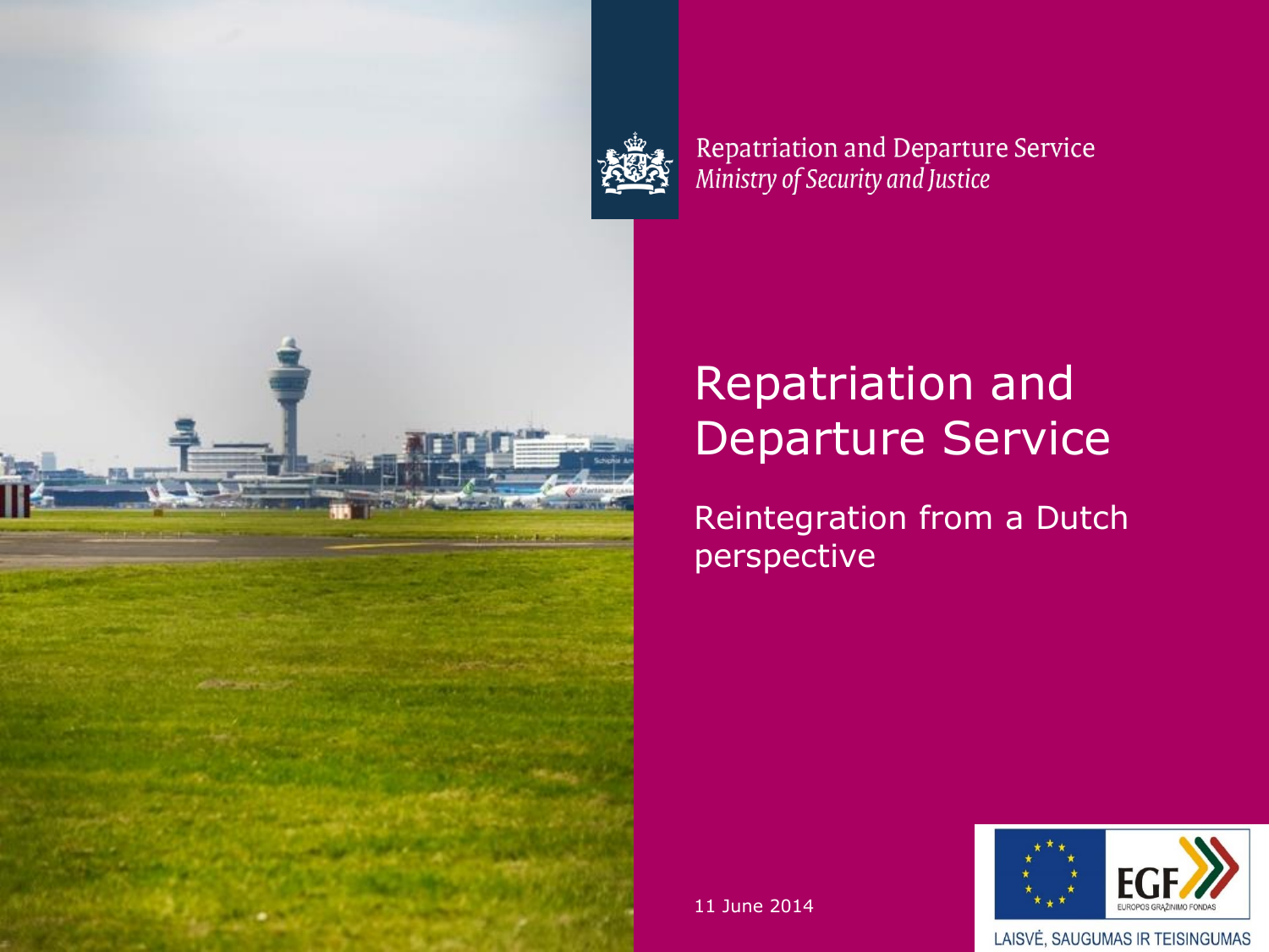Repatriation and Departure Service
*Ministry of Security and Justice*

# Repatriation and Departure Service

## Reintegration from a Dutch perspective

11 June 2014

EGF
EUROPOS GRĄŽINIMO FONDAS
LAISVĖ, SAUGUMAS IR TEISINGUMAS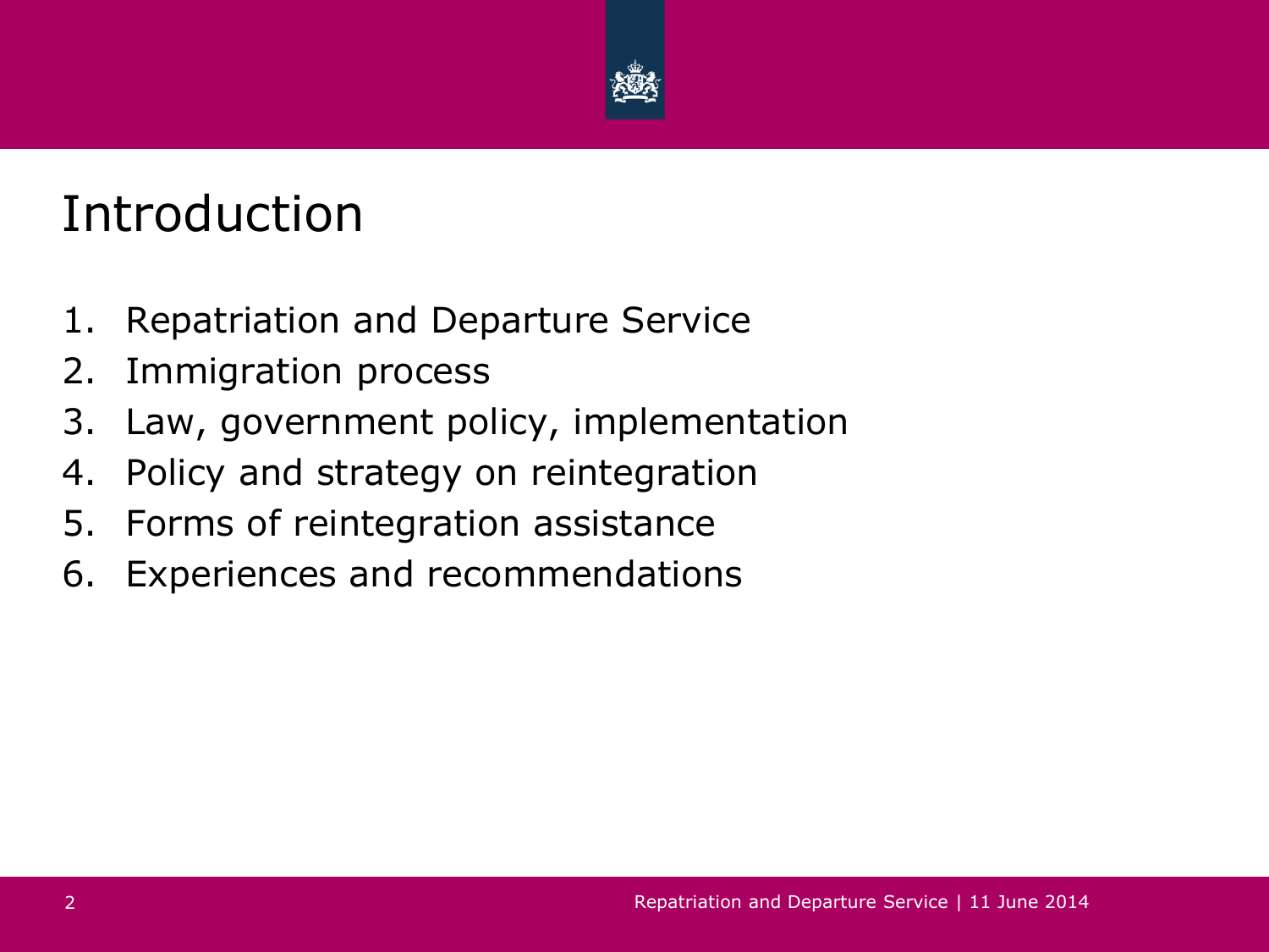# Introduction

1. Repatriation and Departure Service
2. Immigration process
3. Law, government policy, implementation
4. Policy and strategy on reintegration
5. Forms of reintegration assistance
6. Experiences and recommendations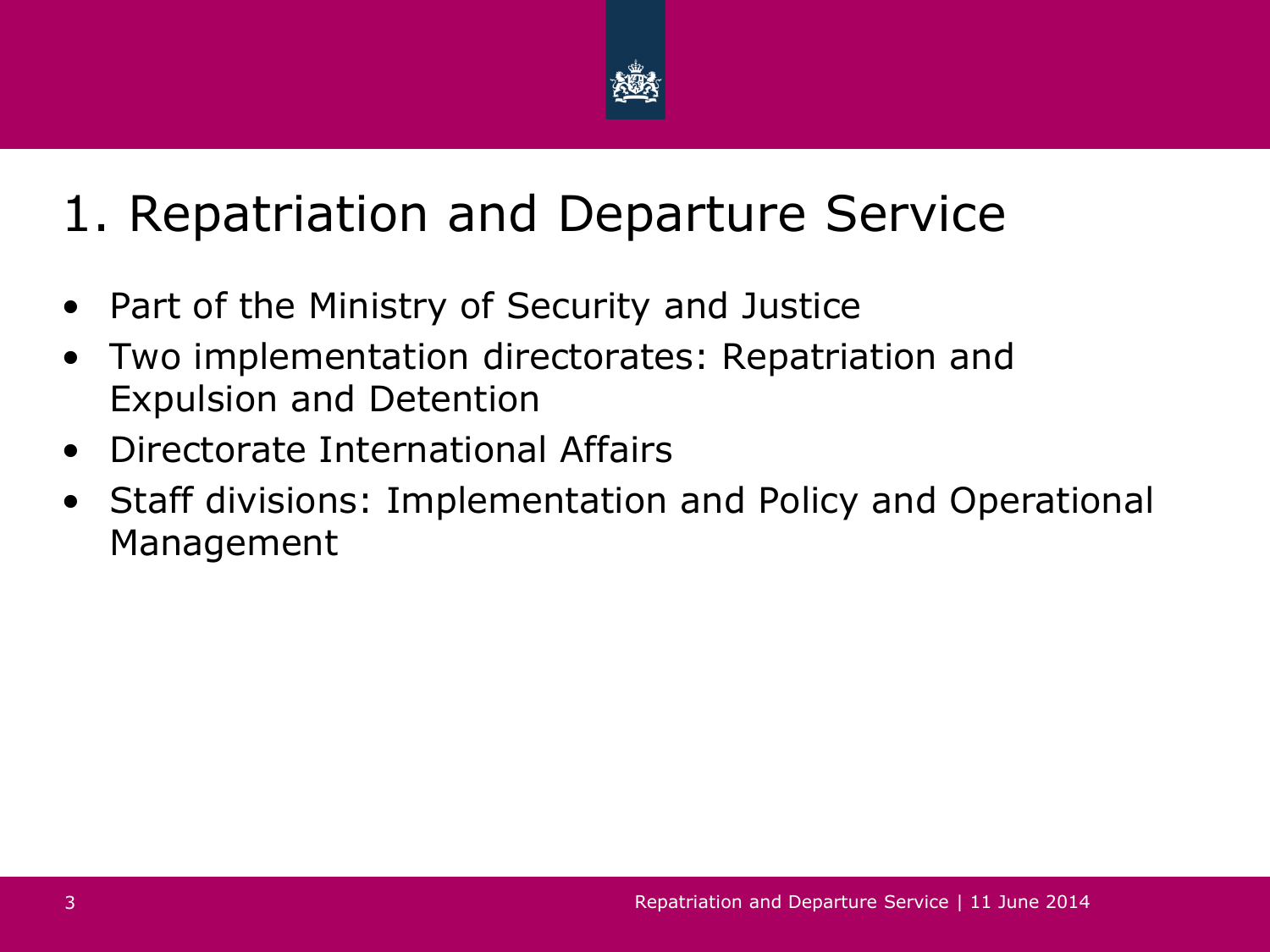# 1. Repatriation and Departure Service

- Part of the Ministry of Security and Justice
- Two implementation directorates: Repatriation and Expulsion and Detention
- Directorate International Affairs
- Staff divisions: Implementation and Policy and Operational Management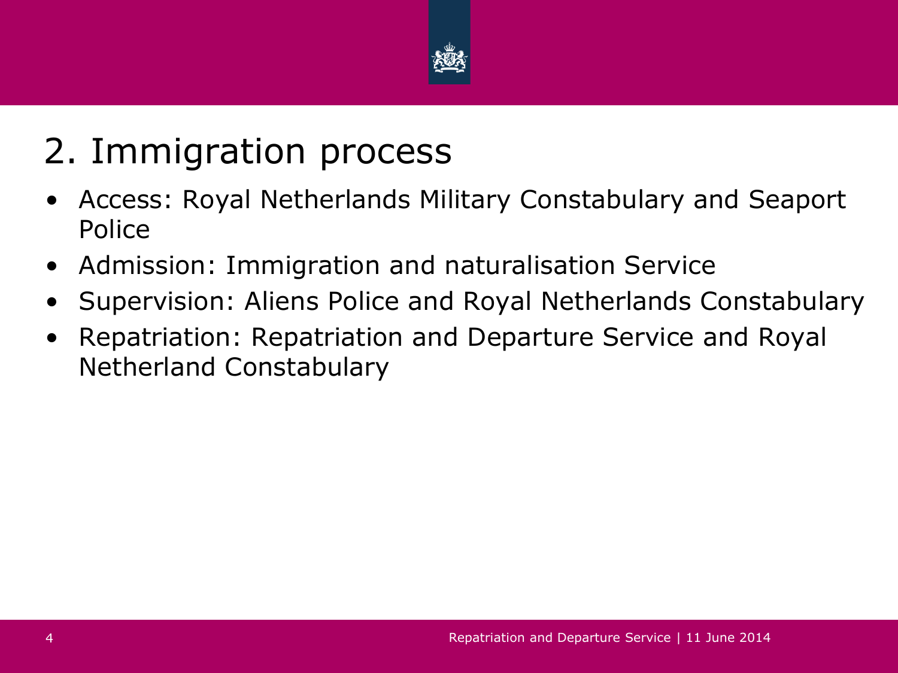# 2. Immigration process

- Access: Royal Netherlands Military Constabulary and Seaport Police
- Admission: Immigration and naturalisation Service
- Supervision: Aliens Police and Royal Netherlands Constabulary
- Repatriation: Repatriation and Departure Service and Royal Netherland Constabulary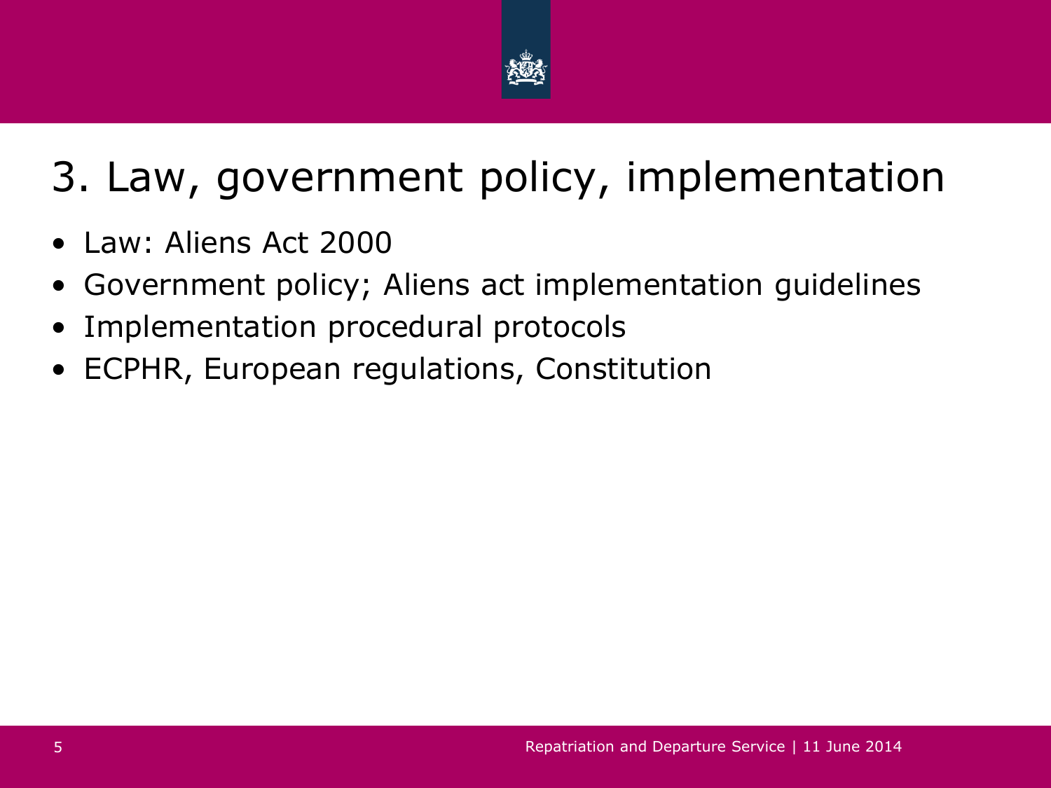# 3. Law, government policy, implementation

- Law: Aliens Act 2000
- Government policy; Aliens act implementation guidelines
- Implementation procedural protocols
- ECPHR, European regulations, Constitution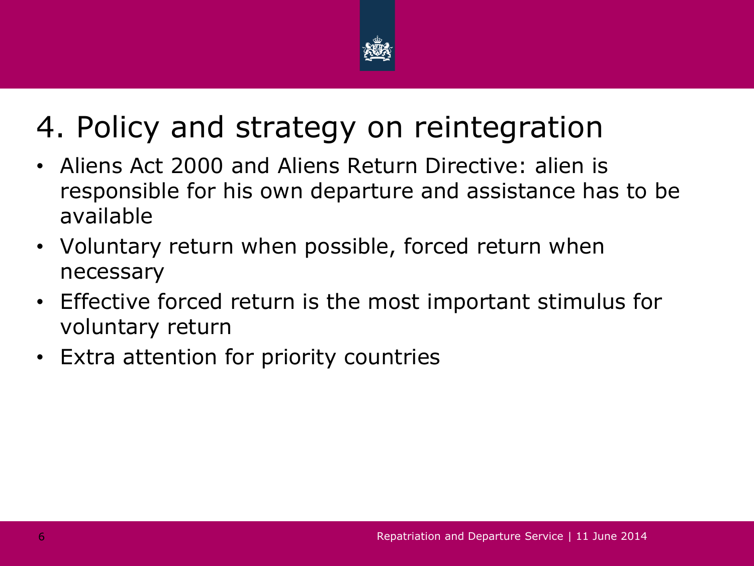# 4. Policy and strategy on reintegration

- Aliens Act 2000 and Aliens Return Directive: alien is responsible for his own departure and assistance has to be available
- Voluntary return when possible, forced return when necessary
- Effective forced return is the most important stimulus for voluntary return
- Extra attention for priority countries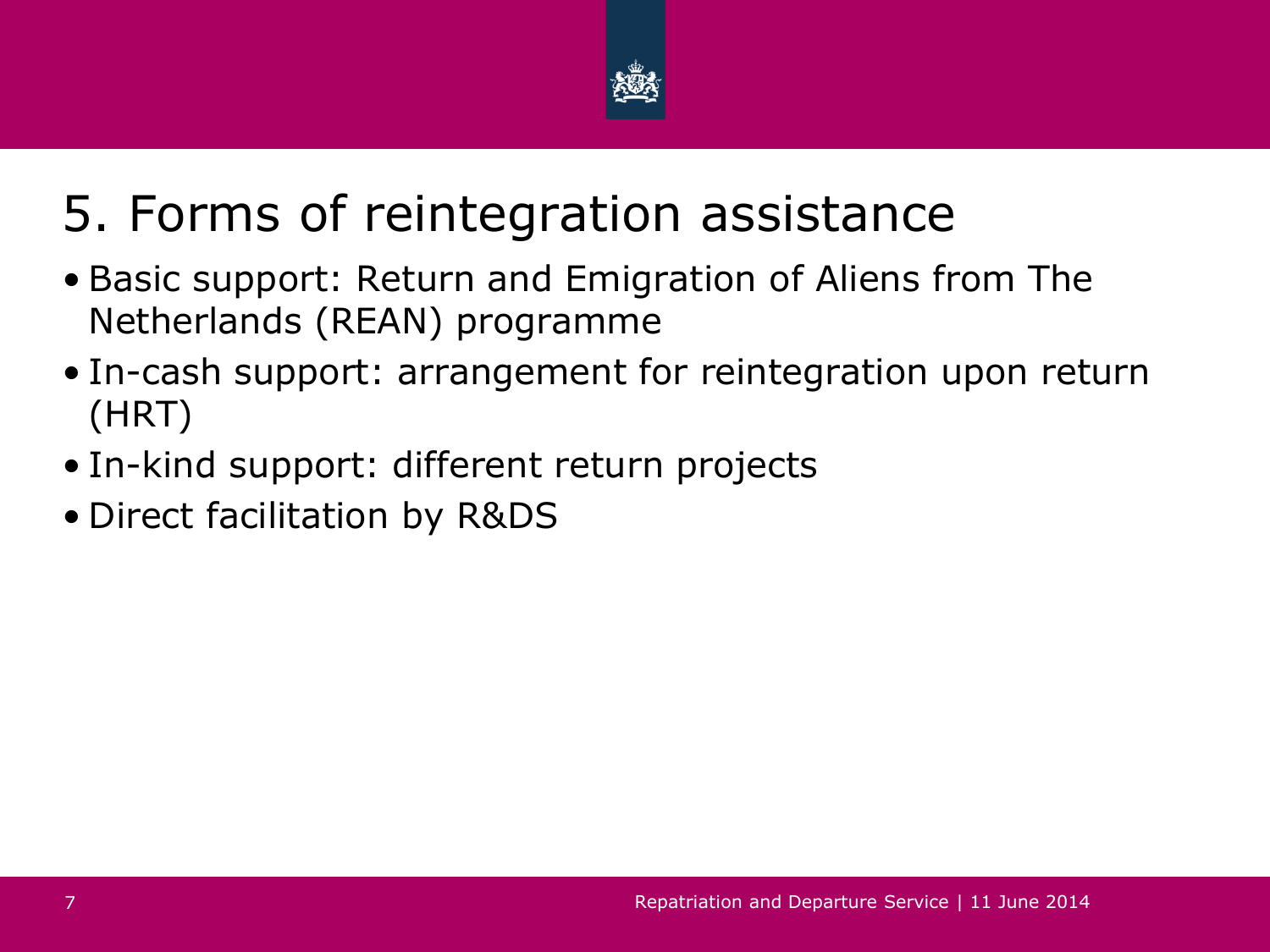# 5. Forms of reintegration assistance

- Basic support: Return and Emigration of Aliens from The Netherlands (REAN) programme
- In-cash support: arrangement for reintegration upon return (HRT)
- In-kind support: different return projects
- Direct facilitation by R&DS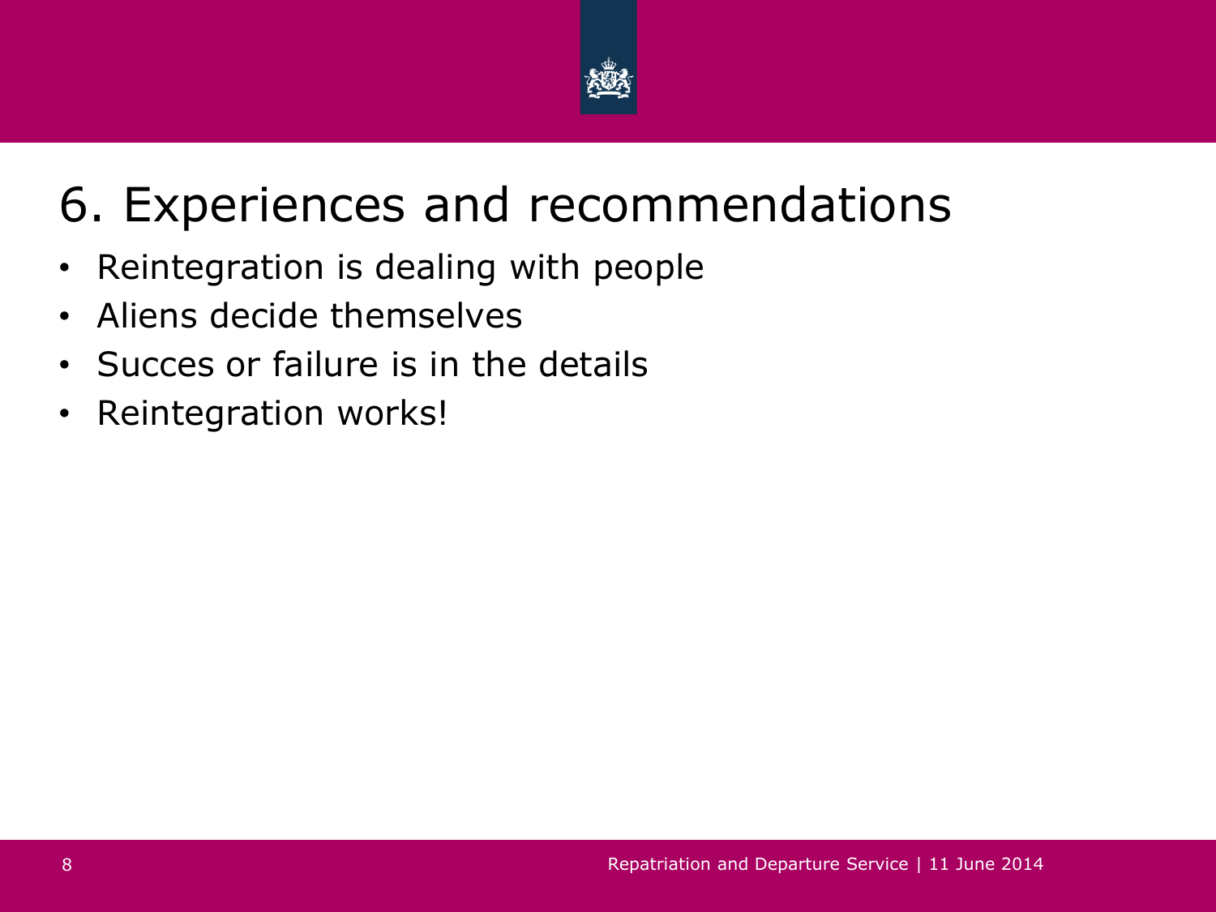# 6. Experiences and recommendations

- Reintegration is dealing with people
- Aliens decide themselves
- Succes or failure is in the details
- Reintegration works!